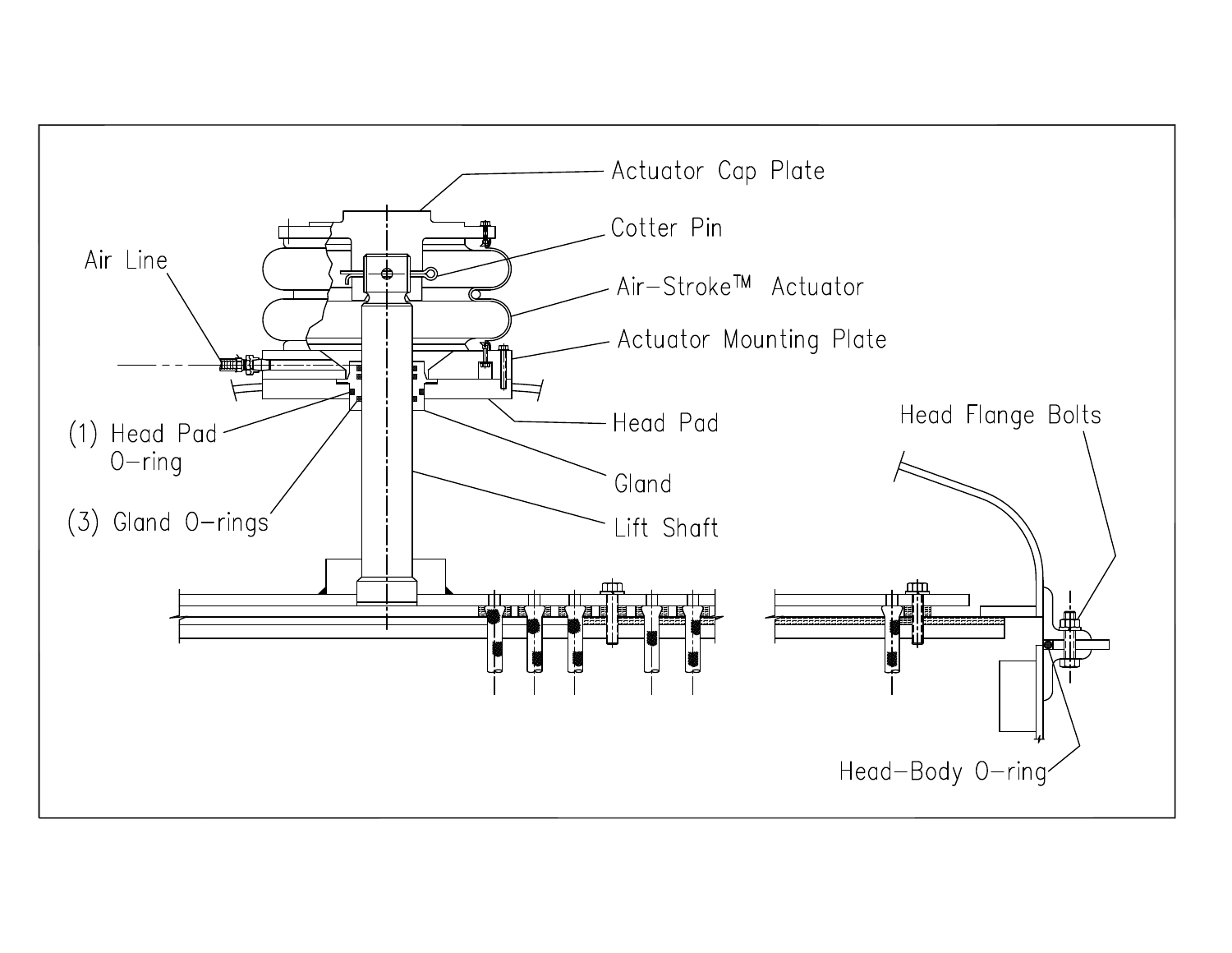Actuator Cap Plate

Cotter Pin

Air Line

Air-Stroke™ Actuator

Actuator Mounting Plate

Head Pad

(1) Head Pad O-ring

Gland

(3) Gland O-rings

Lift Shaft

Head Flange Bolts

Head-Body O-ring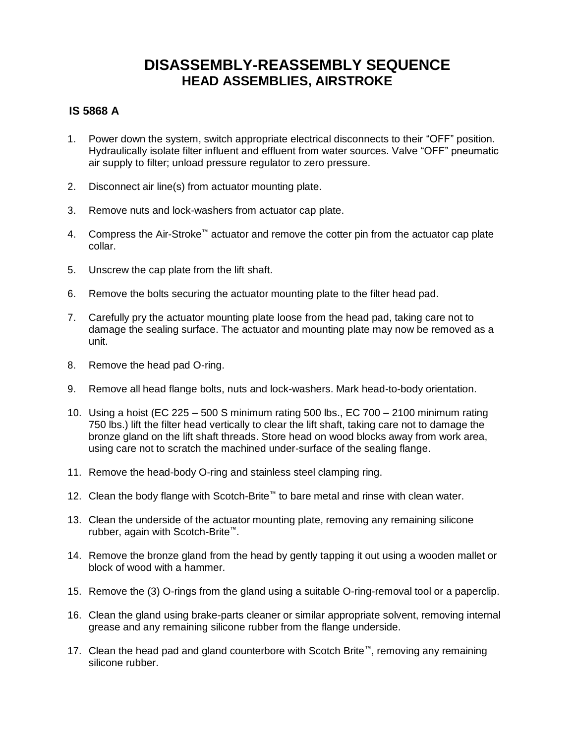# DISASSEMBLY-REASSEMBLY SEQUENCE

## HEAD ASSEMBLIES, AIRSTROKE

### IS 5868 A

1. Power down the system, switch appropriate electrical disconnects to their "OFF" position. Hydraulically isolate filter influent and effluent from water sources. Valve "OFF" pneumatic air supply to filter; unload pressure regulator to zero pressure.

2. Disconnect air line(s) from actuator mounting plate.

3. Remove nuts and lock-washers from actuator cap plate.

4. Compress the Air-Stroke™ actuator and remove the cotter pin from the actuator cap plate collar.

5. Unscrew the cap plate from the lift shaft.

6. Remove the bolts securing the actuator mounting plate to the filter head pad.

7. Carefully pry the actuator mounting plate loose from the head pad, taking care not to damage the sealing surface. The actuator and mounting plate may now be removed as a unit.

8. Remove the head pad O-ring.

9. Remove all head flange bolts, nuts and lock-washers. Mark head-to-body orientation.

10. Using a hoist (EC 225 – 500 S minimum rating 500 lbs., EC 700 – 2100 minimum rating 750 lbs.) lift the filter head vertically to clear the lift shaft, taking care not to damage the bronze gland on the lift shaft threads. Store head on wood blocks away from work area, using care not to scratch the machined under-surface of the sealing flange.

11. Remove the head-body O-ring and stainless steel clamping ring.

12. Clean the body flange with Scotch-Brite™ to bare metal and rinse with clean water.

13. Clean the underside of the actuator mounting plate, removing any remaining silicone rubber, again with Scotch-Brite™.

14. Remove the bronze gland from the head by gently tapping it out using a wooden mallet or block of wood with a hammer.

15. Remove the (3) O-rings from the gland using a suitable O-ring-removal tool or a paperclip.

16. Clean the gland using brake-parts cleaner or similar appropriate solvent, removing internal grease and any remaining silicone rubber from the flange underside.

17. Clean the head pad and gland counterbore with Scotch Brite™, removing any remaining silicone rubber.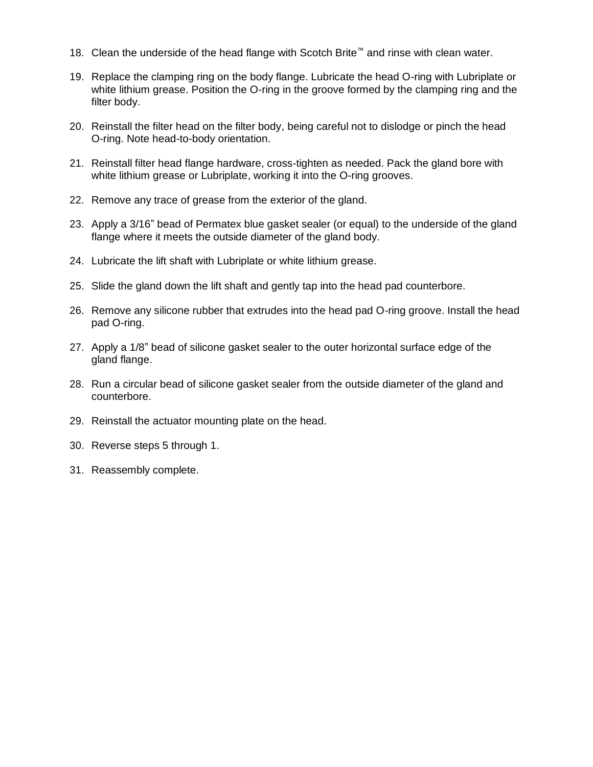18. Clean the underside of the head flange with Scotch Brite™ and rinse with clean water.

19. Replace the clamping ring on the body flange. Lubricate the head O-ring with Lubriplate or white lithium grease. Position the O-ring in the groove formed by the clamping ring and the filter body.

20. Reinstall the filter head on the filter body, being careful not to dislodge or pinch the head O-ring. Note head-to-body orientation.

21. Reinstall filter head flange hardware, cross-tighten as needed. Pack the gland bore with white lithium grease or Lubriplate, working it into the O-ring grooves.

22. Remove any trace of grease from the exterior of the gland.

23. Apply a 3/16" bead of Permatex blue gasket sealer (or equal) to the underside of the gland flange where it meets the outside diameter of the gland body.

24. Lubricate the lift shaft with Lubriplate or white lithium grease.

25. Slide the gland down the lift shaft and gently tap into the head pad counterbore.

26. Remove any silicone rubber that extrudes into the head pad O-ring groove. Install the head pad O-ring.

27. Apply a 1/8" bead of silicone gasket sealer to the outer horizontal surface edge of the gland flange.

28. Run a circular bead of silicone gasket sealer from the outside diameter of the gland and counterbore.

29. Reinstall the actuator mounting plate on the head.

30. Reverse steps 5 through 1.

31. Reassembly complete.